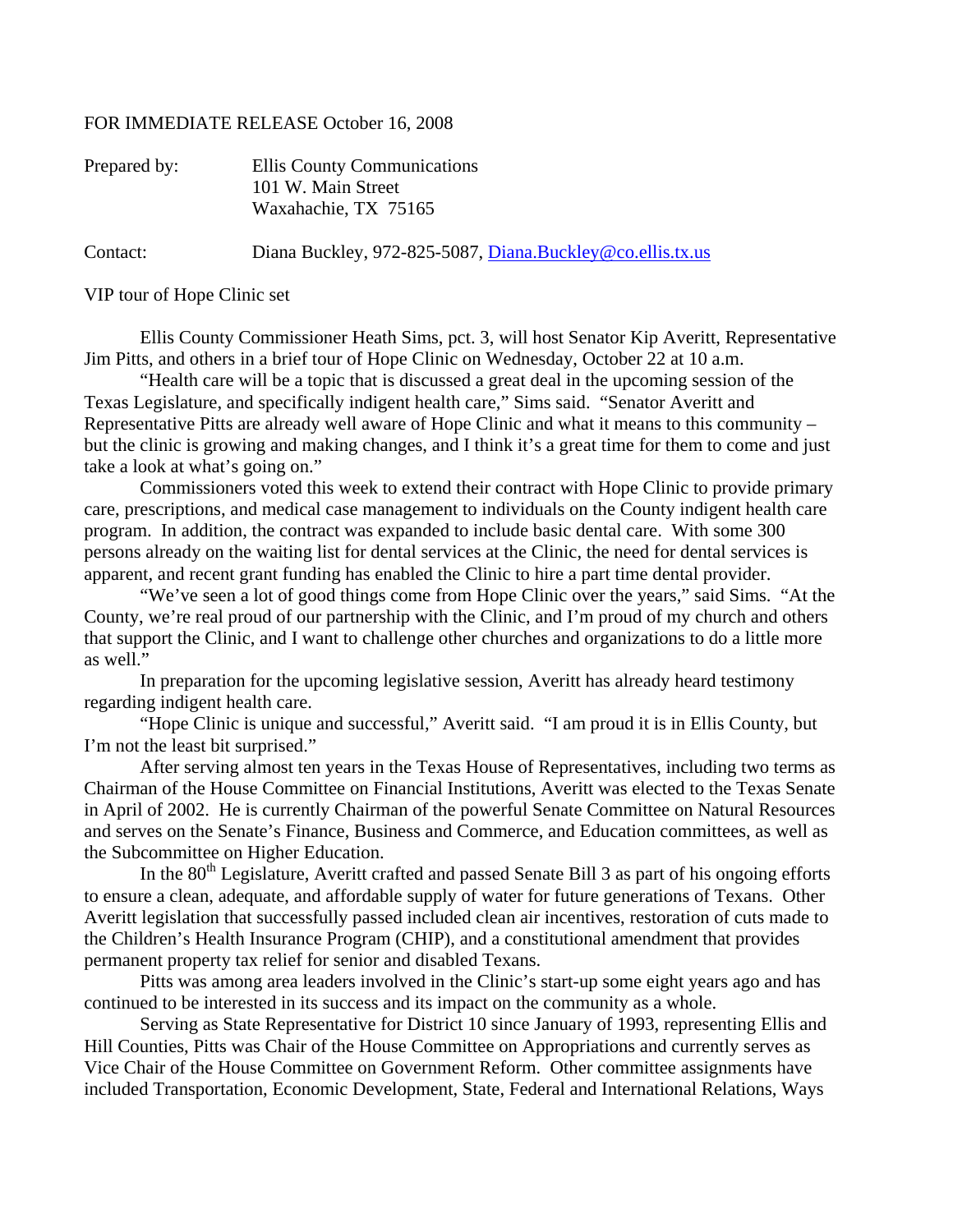FOR IMMEDIATE RELEASE October 16, 2008

Prepared by: Ellis County Communications
101 W. Main Street
Waxahachie, TX 75165

Contact: Diana Buckley, 972-825-5087, Diana.Buckley@co.ellis.tx.us

VIP tour of Hope Clinic set

Ellis County Commissioner Heath Sims, pct. 3, will host Senator Kip Averitt, Representative Jim Pitts, and others in a brief tour of Hope Clinic on Wednesday, October 22 at 10 a.m.

"Health care will be a topic that is discussed a great deal in the upcoming session of the Texas Legislature, and specifically indigent health care," Sims said. "Senator Averitt and Representative Pitts are already well aware of Hope Clinic and what it means to this community – but the clinic is growing and making changes, and I think it's a great time for them to come and just take a look at what's going on."

Commissioners voted this week to extend their contract with Hope Clinic to provide primary care, prescriptions, and medical case management to individuals on the County indigent health care program. In addition, the contract was expanded to include basic dental care. With some 300 persons already on the waiting list for dental services at the Clinic, the need for dental services is apparent, and recent grant funding has enabled the Clinic to hire a part time dental provider.

"We've seen a lot of good things come from Hope Clinic over the years," said Sims. "At the County, we're real proud of our partnership with the Clinic, and I'm proud of my church and others that support the Clinic, and I want to challenge other churches and organizations to do a little more as well."

In preparation for the upcoming legislative session, Averitt has already heard testimony regarding indigent health care.

"Hope Clinic is unique and successful," Averitt said. "I am proud it is in Ellis County, but I'm not the least bit surprised."

After serving almost ten years in the Texas House of Representatives, including two terms as Chairman of the House Committee on Financial Institutions, Averitt was elected to the Texas Senate in April of 2002. He is currently Chairman of the powerful Senate Committee on Natural Resources and serves on the Senate's Finance, Business and Commerce, and Education committees, as well as the Subcommittee on Higher Education.

In the 80th Legislature, Averitt crafted and passed Senate Bill 3 as part of his ongoing efforts to ensure a clean, adequate, and affordable supply of water for future generations of Texans. Other Averitt legislation that successfully passed included clean air incentives, restoration of cuts made to the Children's Health Insurance Program (CHIP), and a constitutional amendment that provides permanent property tax relief for senior and disabled Texans.

Pitts was among area leaders involved in the Clinic's start-up some eight years ago and has continued to be interested in its success and its impact on the community as a whole.

Serving as State Representative for District 10 since January of 1993, representing Ellis and Hill Counties, Pitts was Chair of the House Committee on Appropriations and currently serves as Vice Chair of the House Committee on Government Reform. Other committee assignments have included Transportation, Economic Development, State, Federal and International Relations, Ways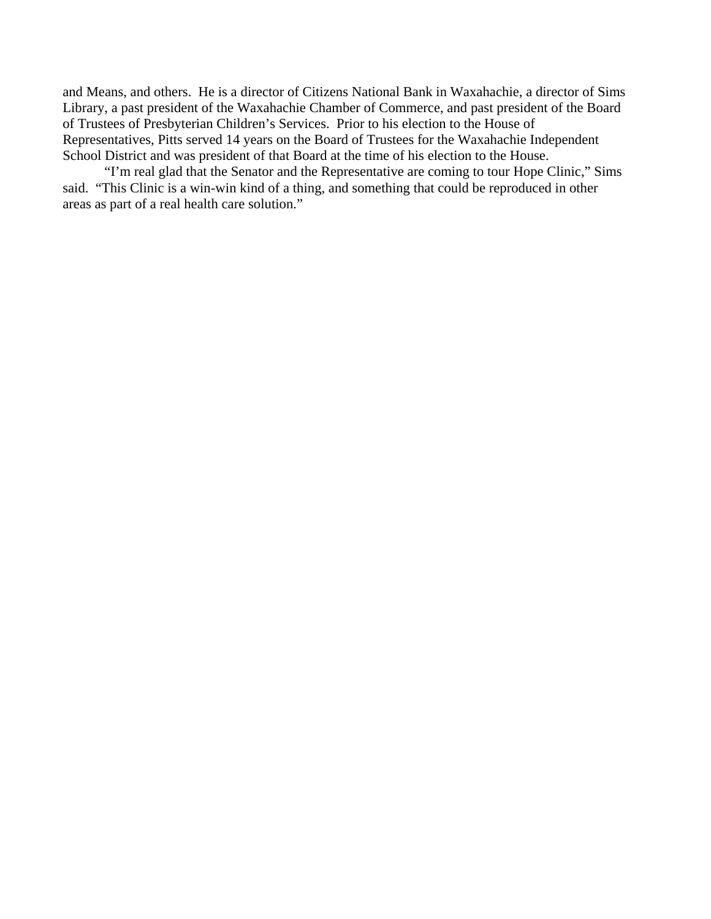and Means, and others. He is a director of Citizens National Bank in Waxahachie, a director of Sims Library, a past president of the Waxahachie Chamber of Commerce, and past president of the Board of Trustees of Presbyterian Children's Services. Prior to his election to the House of Representatives, Pitts served 14 years on the Board of Trustees for the Waxahachie Independent School District and was president of that Board at the time of his election to the House.

"I'm real glad that the Senator and the Representative are coming to tour Hope Clinic," Sims said. "This Clinic is a win-win kind of a thing, and something that could be reproduced in other areas as part of a real health care solution."